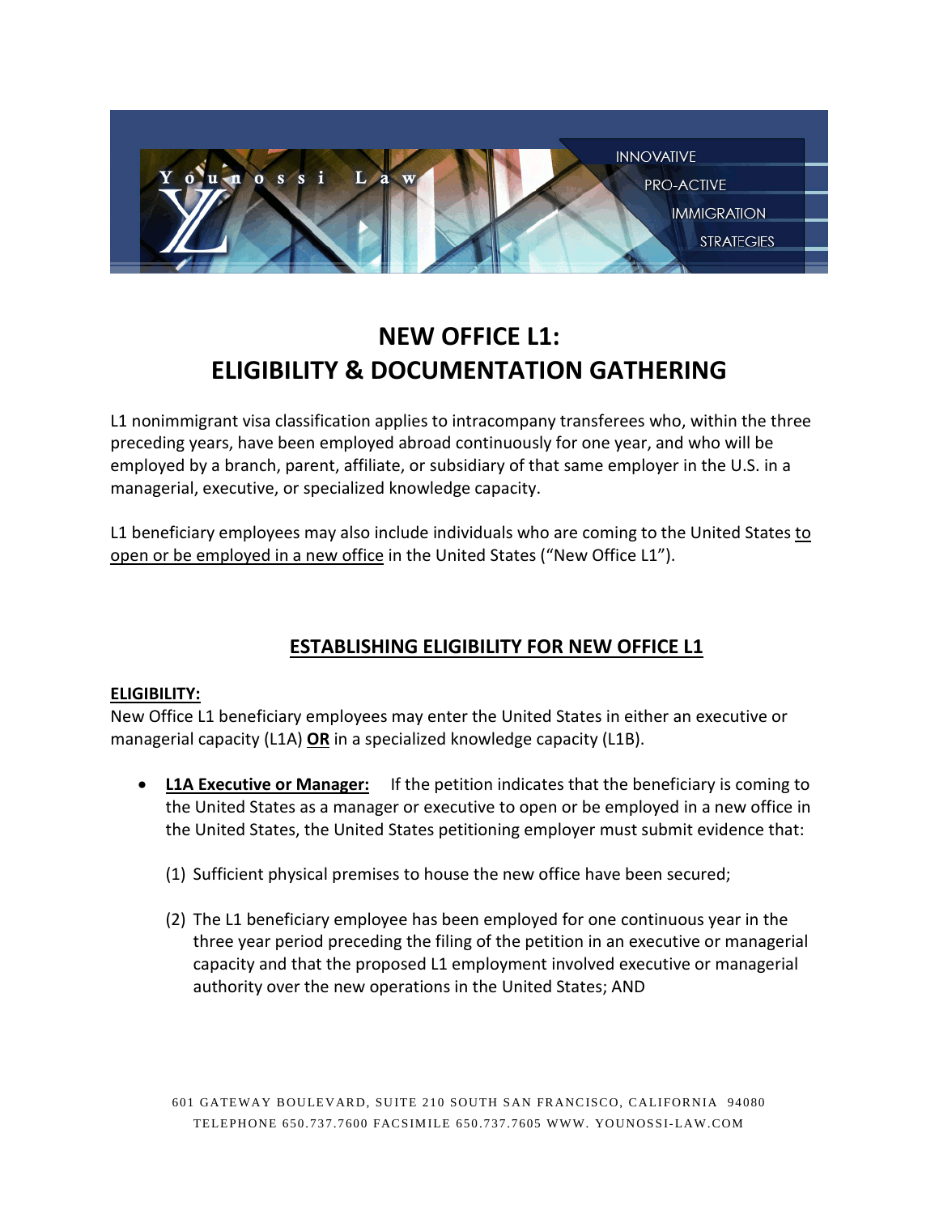# NEW OFFICE L1: ELIGIBILITY & DOCUMENTATION GATHERING

L1 nonimmigrant visa classification applies to intracompany transferees who, within the three preceding years, have been employed abroad continuously for one year, and who will be employed by a branch, parent, affiliate, or subsidiary of that same employer in the U.S. in a managerial, executive, or specialized knowledge capacity.

L1 beneficiary employees may also include individuals who are coming to the United States to open or be employed in a new office in the United States ("New Office L1").

## ESTABLISHING ELIGIBILITY FOR NEW OFFICE L1

**ELIGIBILITY:**

New Office L1 beneficiary employees may enter the United States in either an executive or managerial capacity (L1A) **OR** in a specialized knowledge capacity (L1B).

- **L1A Executive or Manager:** If the petition indicates that the beneficiary is coming to the United States as a manager or executive to open or be employed in a new office in the United States, the United States petitioning employer must submit evidence that:

  (1) Sufficient physical premises to house the new office have been secured;

  (2) The L1 beneficiary employee has been employed for one continuous year in the three year period preceding the filing of the petition in an executive or managerial capacity and that the proposed L1 employment involved executive or managerial authority over the new operations in the United States; AND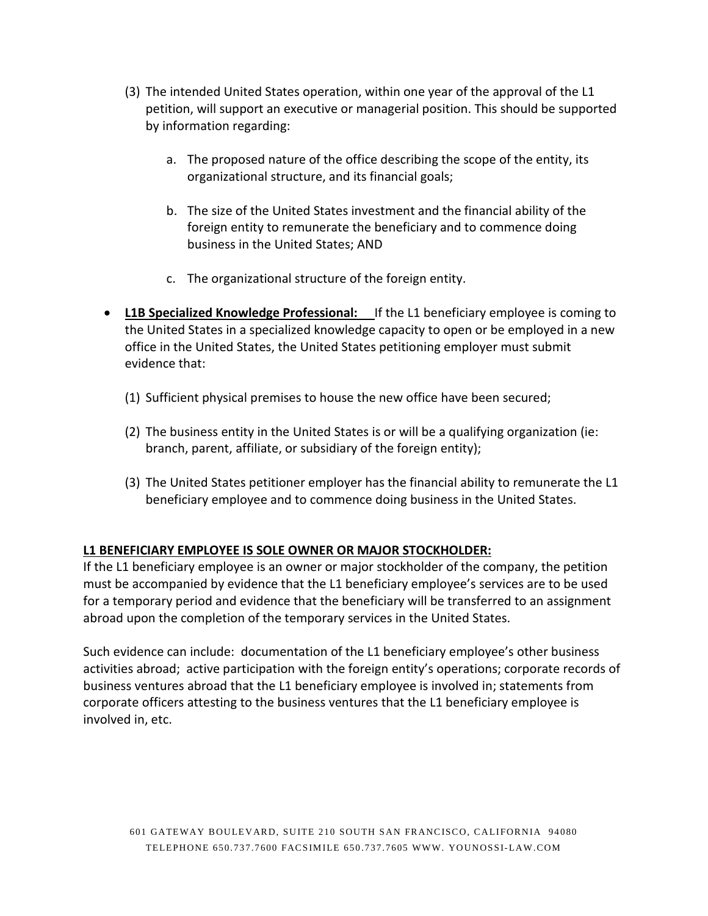(3) The intended United States operation, within one year of the approval of the L1 petition, will support an executive or managerial position. This should be supported by information regarding:

   a. The proposed nature of the office describing the scope of the entity, its organizational structure, and its financial goals;

   b. The size of the United States investment and the financial ability of the foreign entity to remunerate the beneficiary and to commence doing business in the United States; AND

   c. The organizational structure of the foreign entity.

- **L1B Specialized Knowledge Professional:** If the L1 beneficiary employee is coming to the United States in a specialized knowledge capacity to open or be employed in a new office in the United States, the United States petitioning employer must submit evidence that:

  (1) Sufficient physical premises to house the new office have been secured;

  (2) The business entity in the United States is or will be a qualifying organization (ie: branch, parent, affiliate, or subsidiary of the foreign entity);

  (3) The United States petitioner employer has the financial ability to remunerate the L1 beneficiary employee and to commence doing business in the United States.

**L1 BENEFICIARY EMPLOYEE IS SOLE OWNER OR MAJOR STOCKHOLDER:**

If the L1 beneficiary employee is an owner or major stockholder of the company, the petition must be accompanied by evidence that the L1 beneficiary employee's services are to be used for a temporary period and evidence that the beneficiary will be transferred to an assignment abroad upon the completion of the temporary services in the United States.

Such evidence can include: documentation of the L1 beneficiary employee's other business activities abroad; active participation with the foreign entity's operations; corporate records of business ventures abroad that the L1 beneficiary employee is involved in; statements from corporate officers attesting to the business ventures that the L1 beneficiary employee is involved in, etc.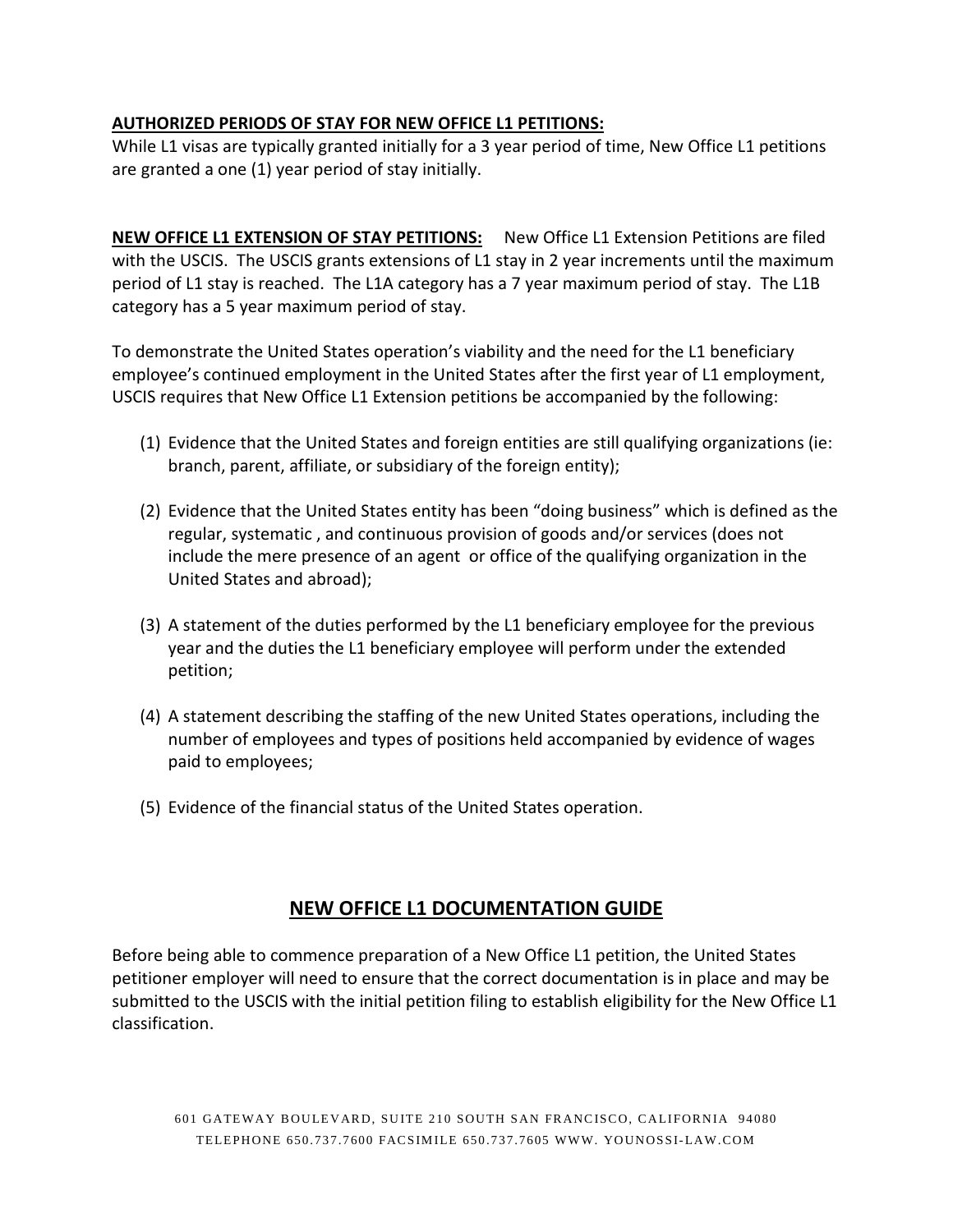**AUTHORIZED PERIODS OF STAY FOR NEW OFFICE L1 PETITIONS:**
While L1 visas are typically granted initially for a 3 year period of time, New Office L1 petitions are granted a one (1) year period of stay initially.

**NEW OFFICE L1 EXTENSION OF STAY PETITIONS:** New Office L1 Extension Petitions are filed with the USCIS. The USCIS grants extensions of L1 stay in 2 year increments until the maximum period of L1 stay is reached. The L1A category has a 7 year maximum period of stay. The L1B category has a 5 year maximum period of stay.

To demonstrate the United States operation's viability and the need for the L1 beneficiary employee's continued employment in the United States after the first year of L1 employment, USCIS requires that New Office L1 Extension petitions be accompanied by the following:

(1) Evidence that the United States and foreign entities are still qualifying organizations (ie: branch, parent, affiliate, or subsidiary of the foreign entity);

(2) Evidence that the United States entity has been "doing business" which is defined as the regular, systematic , and continuous provision of goods and/or services (does not include the mere presence of an agent or office of the qualifying organization in the United States and abroad);

(3) A statement of the duties performed by the L1 beneficiary employee for the previous year and the duties the L1 beneficiary employee will perform under the extended petition;

(4) A statement describing the staffing of the new United States operations, including the number of employees and types of positions held accompanied by evidence of wages paid to employees;

(5) Evidence of the financial status of the United States operation.

## NEW OFFICE L1 DOCUMENTATION GUIDE

Before being able to commence preparation of a New Office L1 petition, the United States petitioner employer will need to ensure that the correct documentation is in place and may be submitted to the USCIS with the initial petition filing to establish eligibility for the New Office L1 classification.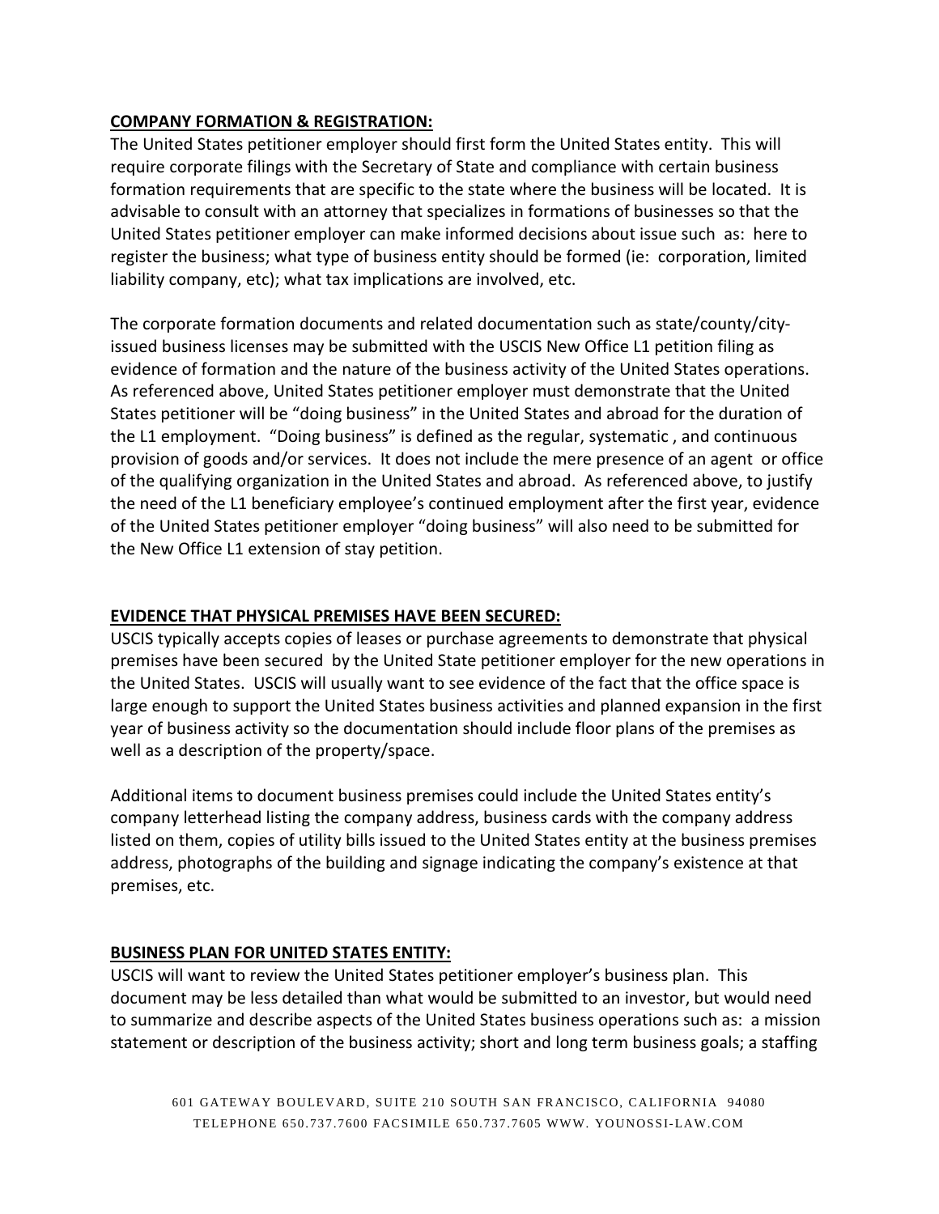**COMPANY FORMATION & REGISTRATION:**

The United States petitioner employer should first form the United States entity. This will require corporate filings with the Secretary of State and compliance with certain business formation requirements that are specific to the state where the business will be located. It is advisable to consult with an attorney that specializes in formations of businesses so that the United States petitioner employer can make informed decisions about issue such as: here to register the business; what type of business entity should be formed (ie: corporation, limited liability company, etc); what tax implications are involved, etc.

The corporate formation documents and related documentation such as state/county/city-issued business licenses may be submitted with the USCIS New Office L1 petition filing as evidence of formation and the nature of the business activity of the United States operations. As referenced above, United States petitioner employer must demonstrate that the United States petitioner will be "doing business" in the United States and abroad for the duration of the L1 employment. "Doing business" is defined as the regular, systematic , and continuous provision of goods and/or services. It does not include the mere presence of an agent or office of the qualifying organization in the United States and abroad. As referenced above, to justify the need of the L1 beneficiary employee's continued employment after the first year, evidence of the United States petitioner employer "doing business" will also need to be submitted for the New Office L1 extension of stay petition.

**EVIDENCE THAT PHYSICAL PREMISES HAVE BEEN SECURED:**

USCIS typically accepts copies of leases or purchase agreements to demonstrate that physical premises have been secured by the United State petitioner employer for the new operations in the United States. USCIS will usually want to see evidence of the fact that the office space is large enough to support the United States business activities and planned expansion in the first year of business activity so the documentation should include floor plans of the premises as well as a description of the property/space.

Additional items to document business premises could include the United States entity's company letterhead listing the company address, business cards with the company address listed on them, copies of utility bills issued to the United States entity at the business premises address, photographs of the building and signage indicating the company's existence at that premises, etc.

**BUSINESS PLAN FOR UNITED STATES ENTITY:**

USCIS will want to review the United States petitioner employer's business plan. This document may be less detailed than what would be submitted to an investor, but would need to summarize and describe aspects of the United States business operations such as: a mission statement or description of the business activity; short and long term business goals; a staffing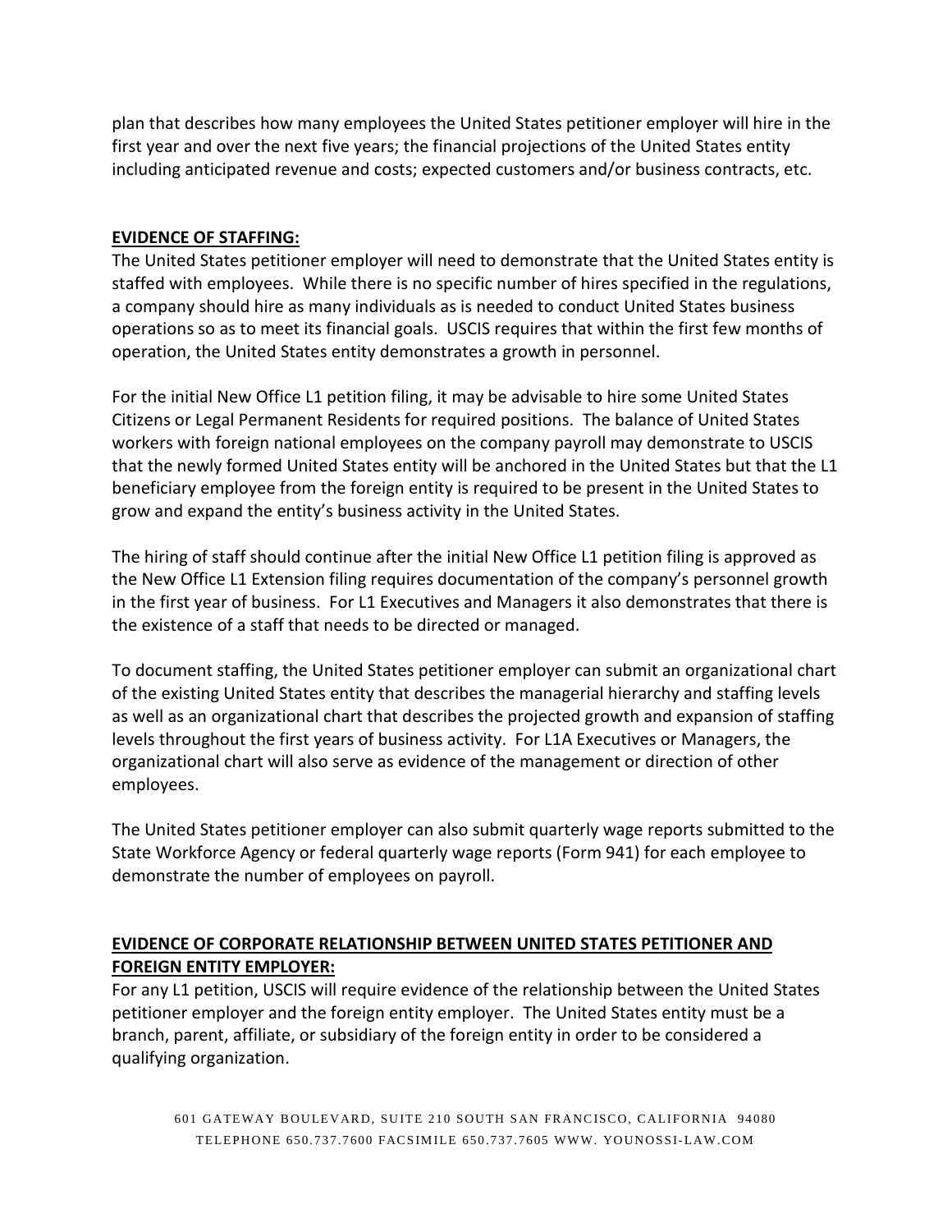plan that describes how many employees the United States petitioner employer will hire in the first year and over the next five years; the financial projections of the United States entity including anticipated revenue and costs; expected customers and/or business contracts, etc.

**EVIDENCE OF STAFFING:**

The United States petitioner employer will need to demonstrate that the United States entity is staffed with employees. While there is no specific number of hires specified in the regulations, a company should hire as many individuals as is needed to conduct United States business operations so as to meet its financial goals. USCIS requires that within the first few months of operation, the United States entity demonstrates a growth in personnel.

For the initial New Office L1 petition filing, it may be advisable to hire some United States Citizens or Legal Permanent Residents for required positions. The balance of United States workers with foreign national employees on the company payroll may demonstrate to USCIS that the newly formed United States entity will be anchored in the United States but that the L1 beneficiary employee from the foreign entity is required to be present in the United States to grow and expand the entity's business activity in the United States.

The hiring of staff should continue after the initial New Office L1 petition filing is approved as the New Office L1 Extension filing requires documentation of the company's personnel growth in the first year of business. For L1 Executives and Managers it also demonstrates that there is the existence of a staff that needs to be directed or managed.

To document staffing, the United States petitioner employer can submit an organizational chart of the existing United States entity that describes the managerial hierarchy and staffing levels as well as an organizational chart that describes the projected growth and expansion of staffing levels throughout the first years of business activity. For L1A Executives or Managers, the organizational chart will also serve as evidence of the management or direction of other employees.

The United States petitioner employer can also submit quarterly wage reports submitted to the State Workforce Agency or federal quarterly wage reports (Form 941) for each employee to demonstrate the number of employees on payroll.

**EVIDENCE OF CORPORATE RELATIONSHIP BETWEEN UNITED STATES PETITIONER AND FOREIGN ENTITY EMPLOYER:**

For any L1 petition, USCIS will require evidence of the relationship between the United States petitioner employer and the foreign entity employer. The United States entity must be a branch, parent, affiliate, or subsidiary of the foreign entity in order to be considered a qualifying organization.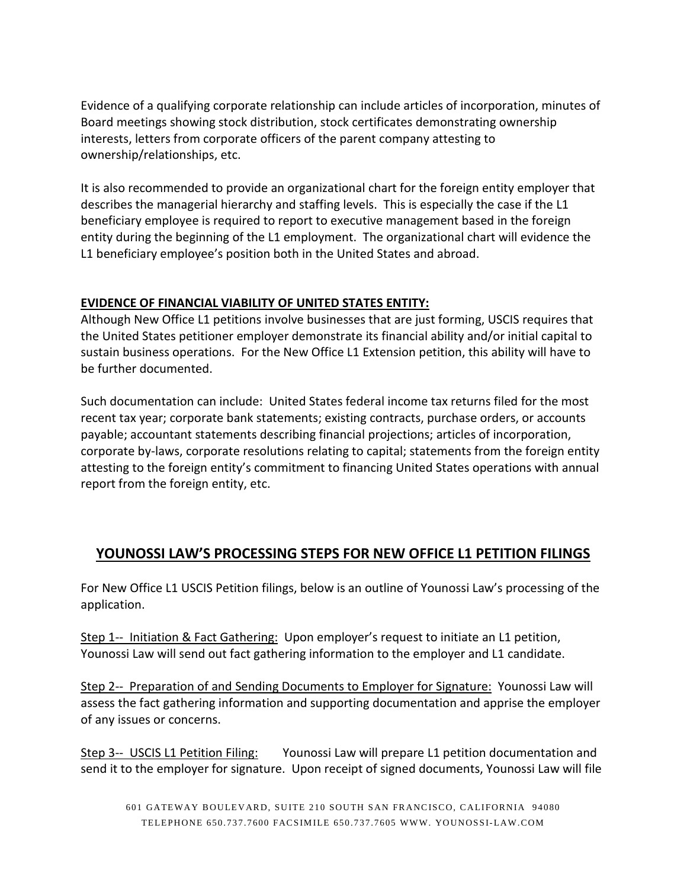Evidence of a qualifying corporate relationship can include articles of incorporation, minutes of Board meetings showing stock distribution, stock certificates demonstrating ownership interests, letters from corporate officers of the parent company attesting to ownership/relationships, etc.

It is also recommended to provide an organizational chart for the foreign entity employer that describes the managerial hierarchy and staffing levels. This is especially the case if the L1 beneficiary employee is required to report to executive management based in the foreign entity during the beginning of the L1 employment. The organizational chart will evidence the L1 beneficiary employee's position both in the United States and abroad.

**EVIDENCE OF FINANCIAL VIABILITY OF UNITED STATES ENTITY:**

Although New Office L1 petitions involve businesses that are just forming, USCIS requires that the United States petitioner employer demonstrate its financial ability and/or initial capital to sustain business operations. For the New Office L1 Extension petition, this ability will have to be further documented.

Such documentation can include: United States federal income tax returns filed for the most recent tax year; corporate bank statements; existing contracts, purchase orders, or accounts payable; accountant statements describing financial projections; articles of incorporation, corporate by-laws, corporate resolutions relating to capital; statements from the foreign entity attesting to the foreign entity's commitment to financing United States operations with annual report from the foreign entity, etc.

## YOUNOSSI LAW'S PROCESSING STEPS FOR NEW OFFICE L1 PETITION FILINGS

For New Office L1 USCIS Petition filings, below is an outline of Younossi Law's processing of the application.

Step 1-- Initiation & Fact Gathering: Upon employer's request to initiate an L1 petition, Younossi Law will send out fact gathering information to the employer and L1 candidate.

Step 2-- Preparation of and Sending Documents to Employer for Signature: Younossi Law will assess the fact gathering information and supporting documentation and apprise the employer of any issues or concerns.

Step 3-- USCIS L1 Petition Filing: Younossi Law will prepare L1 petition documentation and send it to the employer for signature. Upon receipt of signed documents, Younossi Law will file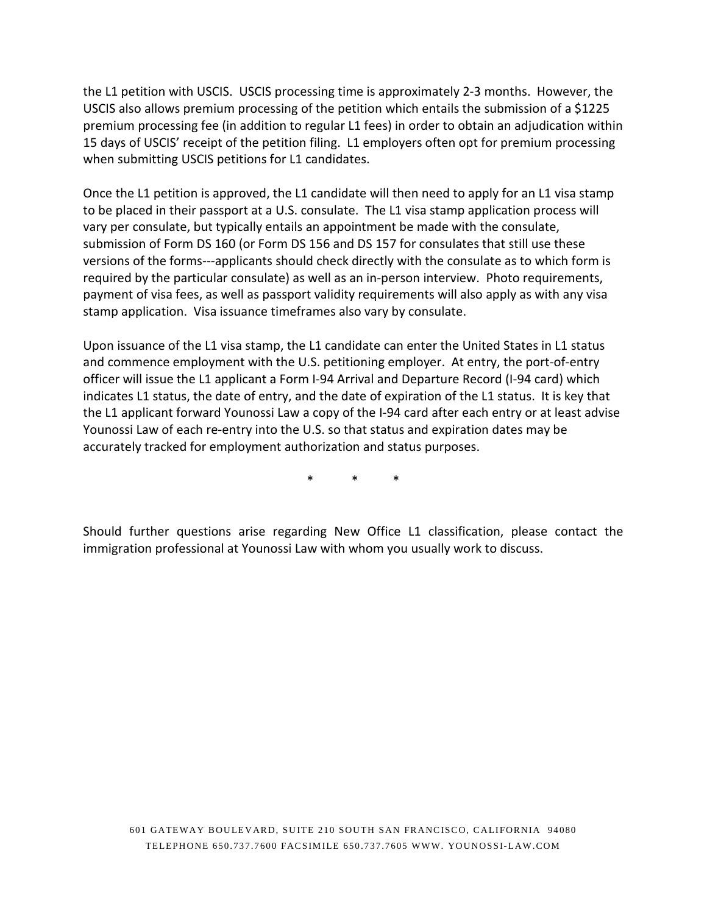the L1 petition with USCIS. USCIS processing time is approximately 2-3 months. However, the USCIS also allows premium processing of the petition which entails the submission of a $1225 premium processing fee (in addition to regular L1 fees) in order to obtain an adjudication within 15 days of USCIS' receipt of the petition filing. L1 employers often opt for premium processing when submitting USCIS petitions for L1 candidates.

Once the L1 petition is approved, the L1 candidate will then need to apply for an L1 visa stamp to be placed in their passport at a U.S. consulate. The L1 visa stamp application process will vary per consulate, but typically entails an appointment be made with the consulate, submission of Form DS 160 (or Form DS 156 and DS 157 for consulates that still use these versions of the forms---applicants should check directly with the consulate as to which form is required by the particular consulate) as well as an in-person interview. Photo requirements, payment of visa fees, as well as passport validity requirements will also apply as with any visa stamp application. Visa issuance timeframes also vary by consulate.

Upon issuance of the L1 visa stamp, the L1 candidate can enter the United States in L1 status and commence employment with the U.S. petitioning employer. At entry, the port-of-entry officer will issue the L1 applicant a Form I-94 Arrival and Departure Record (I-94 card) which indicates L1 status, the date of entry, and the date of expiration of the L1 status. It is key that the L1 applicant forward Younossi Law a copy of the I-94 card after each entry or at least advise Younossi Law of each re-entry into the U.S. so that status and expiration dates may be accurately tracked for employment authorization and status purposes.

\*     \*     \*

Should further questions arise regarding New Office L1 classification, please contact the immigration professional at Younossi Law with whom you usually work to discuss.

601 GATEWAY BOULEVARD, SUITE 210 SOUTH SAN FRANCISCO, CALIFORNIA 94080
TELEPHONE 650.737.7600 FACSIMILE 650.737.7605 WWW. YOUNOSSI-LAW.COM